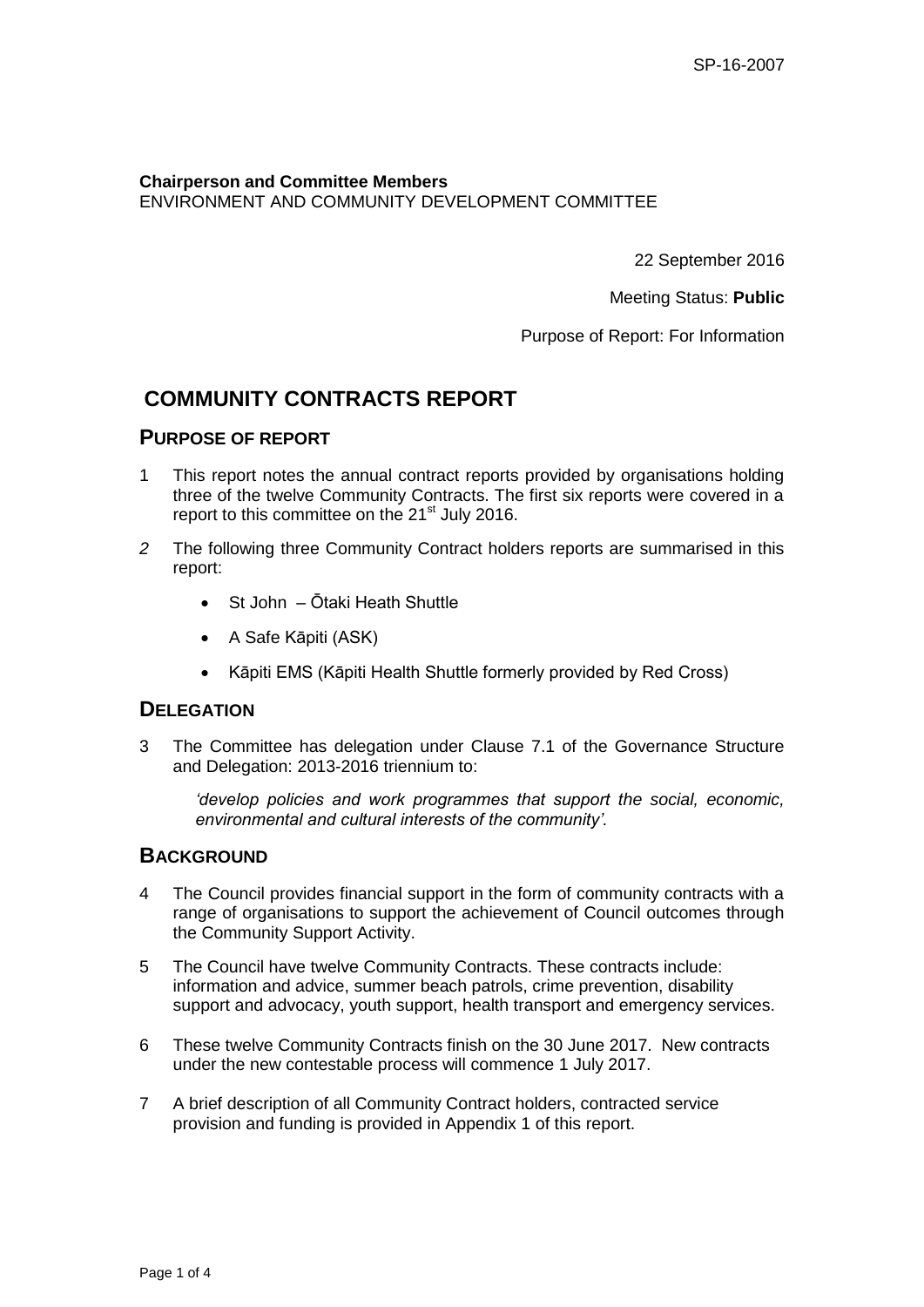SP-16-2007

**Chairperson and Committee Members**
ENVIRONMENT AND COMMUNITY DEVELOPMENT COMMITTEE

22 September 2016

Meeting Status: **Public**

Purpose of Report: For Information

# COMMUNITY CONTRACTS REPORT

## PURPOSE OF REPORT

1 This report notes the annual contract reports provided by organisations holding three of the twelve Community Contracts. The first six reports were covered in a report to this committee on the 21st July 2016.

*2* The following three Community Contract holders reports are summarised in this report:

- St John – Ōtaki Heath Shuttle
- A Safe Kāpiti (ASK)
- Kāpiti EMS (Kāpiti Health Shuttle formerly provided by Red Cross)

## DELEGATION

3 The Committee has delegation under Clause 7.1 of the Governance Structure and Delegation: 2013-2016 triennium to:

> *'develop policies and work programmes that support the social, economic, environmental and cultural interests of the community'.*

## BACKGROUND

4 The Council provides financial support in the form of community contracts with a range of organisations to support the achievement of Council outcomes through the Community Support Activity.

5 The Council have twelve Community Contracts. These contracts include: information and advice, summer beach patrols, crime prevention, disability support and advocacy, youth support, health transport and emergency services.

6 These twelve Community Contracts finish on the 30 June 2017. New contracts under the new contestable process will commence 1 July 2017.

7 A brief description of all Community Contract holders, contracted service provision and funding is provided in Appendix 1 of this report.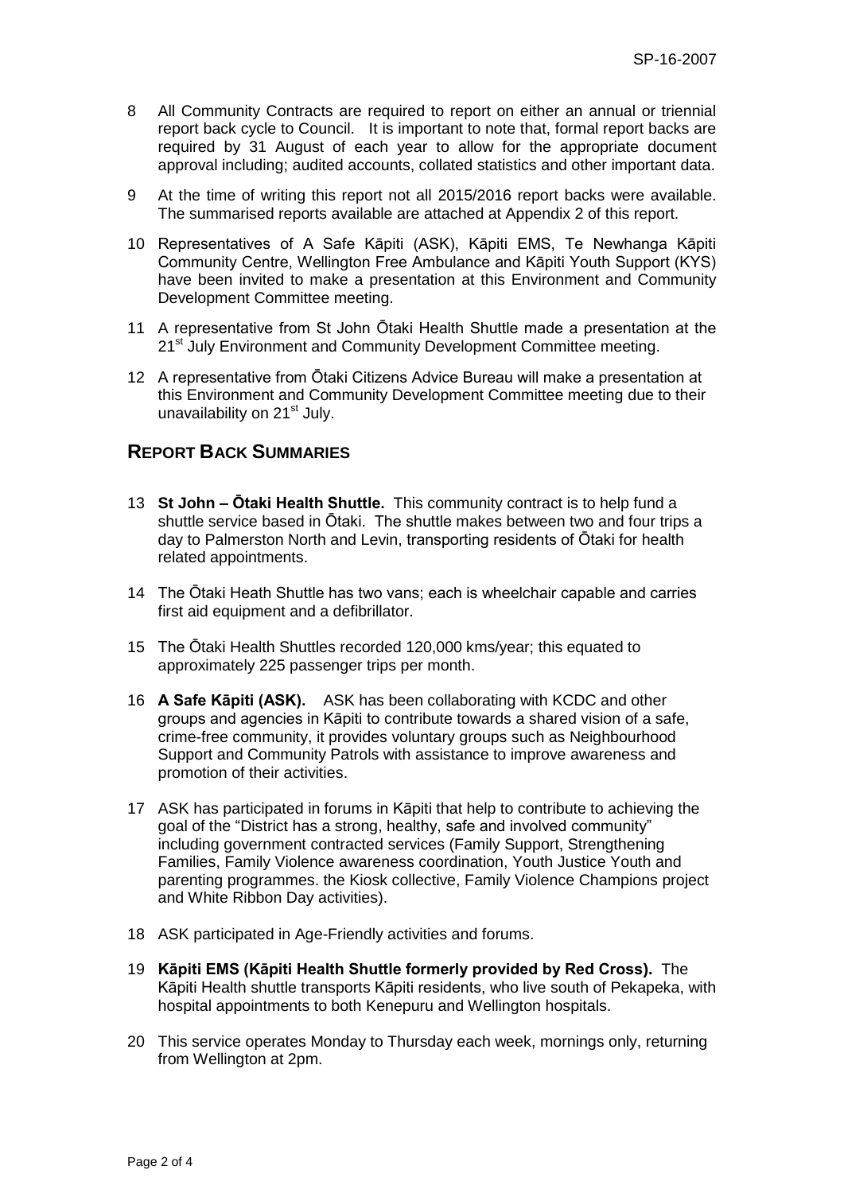8 All Community Contracts are required to report on either an annual or triennial report back cycle to Council. It is important to note that, formal report backs are required by 31 August of each year to allow for the appropriate document approval including; audited accounts, collated statistics and other important data.

9 At the time of writing this report not all 2015/2016 report backs were available. The summarised reports available are attached at Appendix 2 of this report.

10 Representatives of A Safe Kāpiti (ASK), Kāpiti EMS, Te Newhanga Kāpiti Community Centre, Wellington Free Ambulance and Kāpiti Youth Support (KYS) have been invited to make a presentation at this Environment and Community Development Committee meeting.

11 A representative from St John Ōtaki Health Shuttle made a presentation at the 21st July Environment and Community Development Committee meeting.

12 A representative from Ōtaki Citizens Advice Bureau will make a presentation at this Environment and Community Development Committee meeting due to their unavailability on 21st July.

## REPORT BACK SUMMARIES

13 **St John – Ōtaki Health Shuttle.** This community contract is to help fund a shuttle service based in Ōtaki. The shuttle makes between two and four trips a day to Palmerston North and Levin, transporting residents of Ōtaki for health related appointments.

14 The Ōtaki Heath Shuttle has two vans; each is wheelchair capable and carries first aid equipment and a defibrillator.

15 The Ōtaki Health Shuttles recorded 120,000 kms/year; this equated to approximately 225 passenger trips per month.

16 **A Safe Kāpiti (ASK).** ASK has been collaborating with KCDC and other groups and agencies in Kāpiti to contribute towards a shared vision of a safe, crime-free community, it provides voluntary groups such as Neighbourhood Support and Community Patrols with assistance to improve awareness and promotion of their activities.

17 ASK has participated in forums in Kāpiti that help to contribute to achieving the goal of the "District has a strong, healthy, safe and involved community" including government contracted services (Family Support, Strengthening Families, Family Violence awareness coordination, Youth Justice Youth and parenting programmes. the Kiosk collective, Family Violence Champions project and White Ribbon Day activities).

18 ASK participated in Age-Friendly activities and forums.

19 **Kāpiti EMS (Kāpiti Health Shuttle formerly provided by Red Cross).** The Kāpiti Health shuttle transports Kāpiti residents, who live south of Pekapeka, with hospital appointments to both Kenepuru and Wellington hospitals.

20 This service operates Monday to Thursday each week, mornings only, returning from Wellington at 2pm.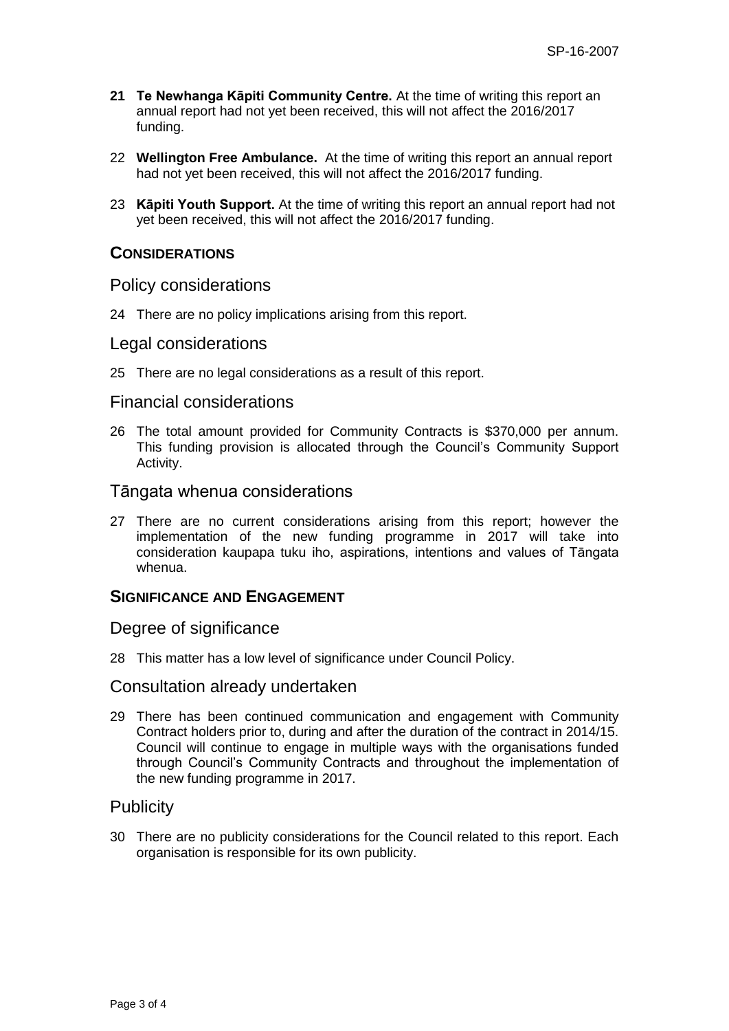21 **Te Newhanga Kāpiti Community Centre.** At the time of writing this report an annual report had not yet been received, this will not affect the 2016/2017 funding.

22 **Wellington Free Ambulance.** At the time of writing this report an annual report had not yet been received, this will not affect the 2016/2017 funding.

23 **Kāpiti Youth Support.** At the time of writing this report an annual report had not yet been received, this will not affect the 2016/2017 funding.

## CONSIDERATIONS

### Policy considerations

24 There are no policy implications arising from this report.

### Legal considerations

25 There are no legal considerations as a result of this report.

### Financial considerations

26 The total amount provided for Community Contracts is $370,000 per annum. This funding provision is allocated through the Council's Community Support Activity.

### Tāngata whenua considerations

27 There are no current considerations arising from this report; however the implementation of the new funding programme in 2017 will take into consideration kaupapa tuku iho, aspirations, intentions and values of Tāngata whenua.

## SIGNIFICANCE AND ENGAGEMENT

### Degree of significance

28 This matter has a low level of significance under Council Policy.

### Consultation already undertaken

29 There has been continued communication and engagement with Community Contract holders prior to, during and after the duration of the contract in 2014/15. Council will continue to engage in multiple ways with the organisations funded through Council's Community Contracts and throughout the implementation of the new funding programme in 2017.

### Publicity

30 There are no publicity considerations for the Council related to this report. Each organisation is responsible for its own publicity.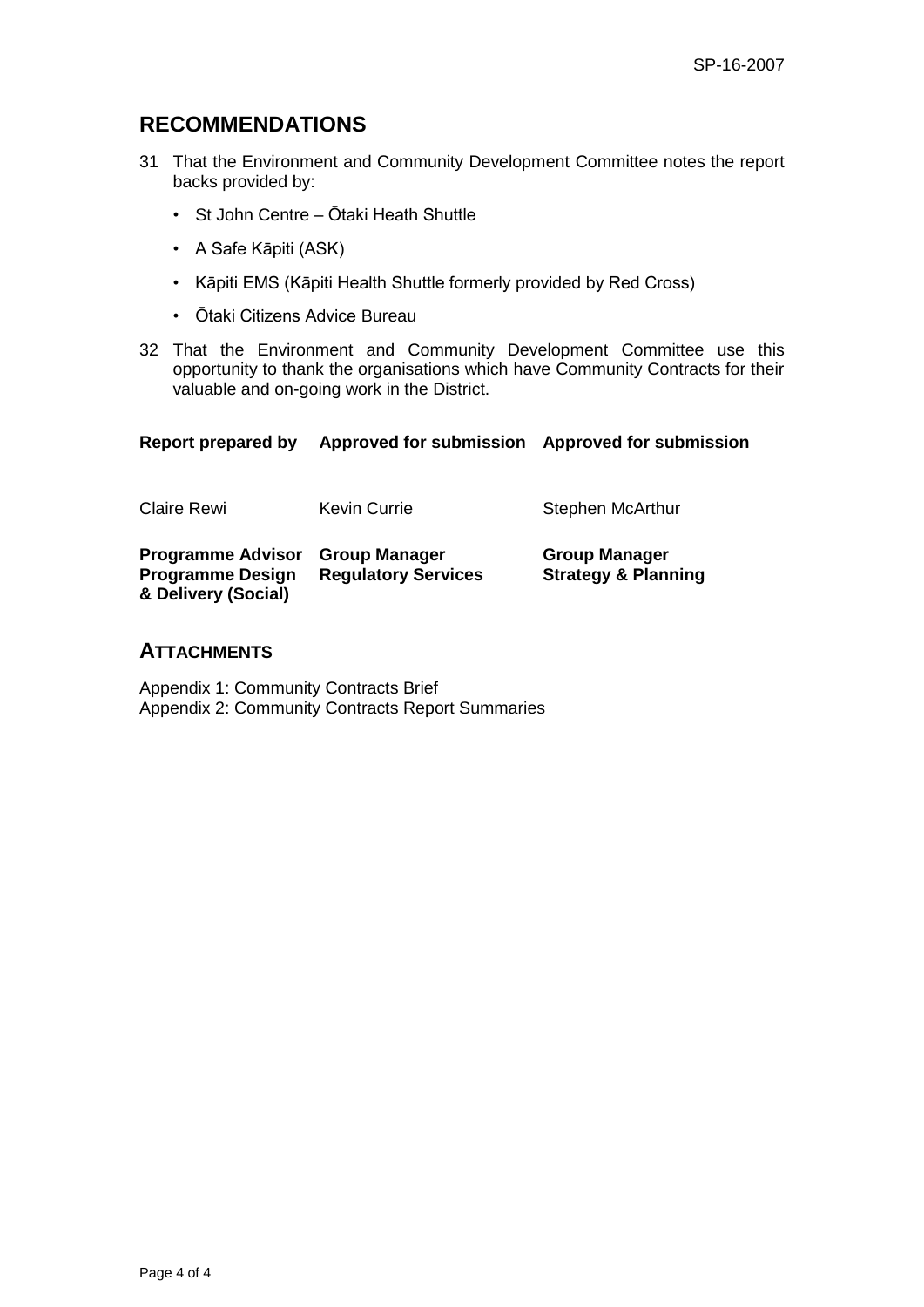## RECOMMENDATIONS

31 That the Environment and Community Development Committee notes the report backs provided by:

- St John Centre – Ōtaki Heath Shuttle
- A Safe Kāpiti (ASK)
- Kāpiti EMS (Kāpiti Health Shuttle formerly provided by Red Cross)
- Ōtaki Citizens Advice Bureau

32 That the Environment and Community Development Committee use this opportunity to thank the organisations which have Community Contracts for their valuable and on-going work in the District.

| **Report prepared by** | **Approved for submission** | **Approved for submission** |
|---|---|---|
| Claire Rewi | Kevin Currie | Stephen McArthur |
| **Programme Advisor Programme Design & Delivery (Social)** | **Group Manager Regulatory Services** | **Group Manager Strategy & Planning** |

## ATTACHMENTS

Appendix 1: Community Contracts Brief
Appendix 2: Community Contracts Report Summaries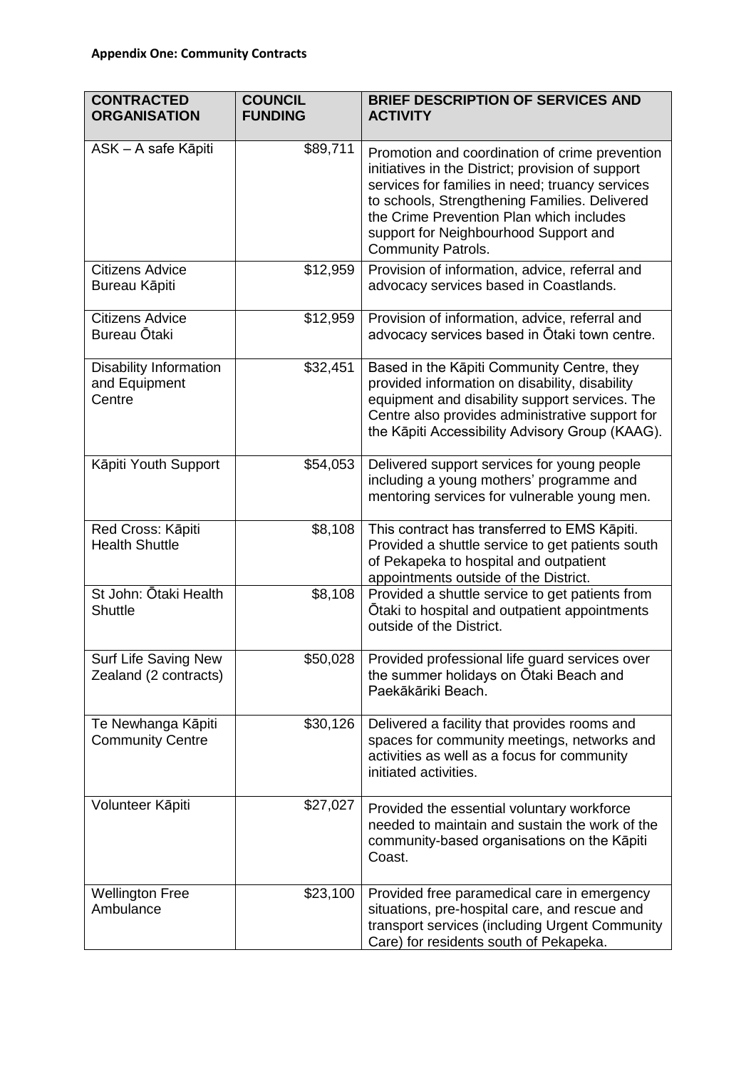**Appendix One: Community Contracts**

| CONTRACTED ORGANISATION | COUNCIL FUNDING | BRIEF DESCRIPTION OF SERVICES AND ACTIVITY |
|---|---|---|
| ASK – A safe Kāpiti | $89,711 | Promotion and coordination of crime prevention initiatives in the District; provision of support services for families in need; truancy services to schools, Strengthening Families. Delivered the Crime Prevention Plan which includes support for Neighbourhood Support and Community Patrols. |
| Citizens Advice Bureau Kāpiti | $12,959 | Provision of information, advice, referral and advocacy services based in Coastlands. |
| Citizens Advice Bureau Ōtaki | $12,959 | Provision of information, advice, referral and advocacy services based in Ōtaki town centre. |
| Disability Information and Equipment Centre | $32,451 | Based in the Kāpiti Community Centre, they provided information on disability, disability equipment and disability support services. The Centre also provides administrative support for the Kāpiti Accessibility Advisory Group (KAAG). |
| Kāpiti Youth Support | $54,053 | Delivered support services for young people including a young mothers' programme and mentoring services for vulnerable young men. |
| Red Cross: Kāpiti Health Shuttle | $8,108 | This contract has transferred to EMS Kāpiti. Provided a shuttle service to get patients south of Pekapeka to hospital and outpatient appointments outside of the District. |
| St John: Ōtaki Health Shuttle | $8,108 | Provided a shuttle service to get patients from Ōtaki to hospital and outpatient appointments outside of the District. |
| Surf Life Saving New Zealand (2 contracts) | $50,028 | Provided professional life guard services over the summer holidays on Ōtaki Beach and Paekākāriki Beach. |
| Te Newhanga Kāpiti Community Centre | $30,126 | Delivered a facility that provides rooms and spaces for community meetings, networks and activities as well as a focus for community initiated activities. |
| Volunteer Kāpiti | $27,027 | Provided the essential voluntary workforce needed to maintain and sustain the work of the community-based organisations on the Kāpiti Coast. |
| Wellington Free Ambulance | $23,100 | Provided free paramedical care in emergency situations, pre-hospital care, and rescue and transport services (including Urgent Community Care) for residents south of Pekapeka. |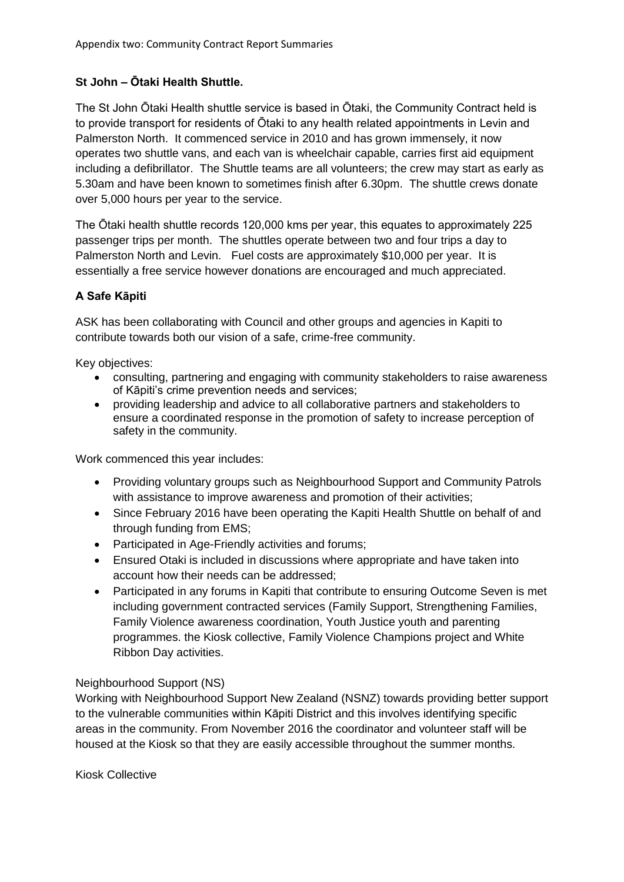Appendix two: Community Contract Report Summaries

**St John – Ōtaki Health Shuttle.**

The St John Ōtaki Health shuttle service is based in Ōtaki, the Community Contract held is to provide transport for residents of Ōtaki to any health related appointments in Levin and Palmerston North. It commenced service in 2010 and has grown immensely, it now operates two shuttle vans, and each van is wheelchair capable, carries first aid equipment including a defibrillator. The Shuttle teams are all volunteers; the crew may start as early as 5.30am and have been known to sometimes finish after 6.30pm. The shuttle crews donate over 5,000 hours per year to the service.

The Ōtaki health shuttle records 120,000 kms per year, this equates to approximately 225 passenger trips per month. The shuttles operate between two and four trips a day to Palmerston North and Levin. Fuel costs are approximately $10,000 per year. It is essentially a free service however donations are encouraged and much appreciated.

**A Safe Kāpiti**

ASK has been collaborating with Council and other groups and agencies in Kapiti to contribute towards both our vision of a safe, crime-free community.

Key objectives:

- consulting, partnering and engaging with community stakeholders to raise awareness of Kāpiti's crime prevention needs and services;
- providing leadership and advice to all collaborative partners and stakeholders to ensure a coordinated response in the promotion of safety to increase perception of safety in the community.

Work commenced this year includes:

- Providing voluntary groups such as Neighbourhood Support and Community Patrols with assistance to improve awareness and promotion of their activities;
- Since February 2016 have been operating the Kapiti Health Shuttle on behalf of and through funding from EMS;
- Participated in Age-Friendly activities and forums;
- Ensured Otaki is included in discussions where appropriate and have taken into account how their needs can be addressed;
- Participated in any forums in Kapiti that contribute to ensuring Outcome Seven is met including government contracted services (Family Support, Strengthening Families, Family Violence awareness coordination, Youth Justice youth and parenting programmes. the Kiosk collective, Family Violence Champions project and White Ribbon Day activities.

Neighbourhood Support (NS)

Working with Neighbourhood Support New Zealand (NSNZ) towards providing better support to the vulnerable communities within Kāpiti District and this involves identifying specific areas in the community. From November 2016 the coordinator and volunteer staff will be housed at the Kiosk so that they are easily accessible throughout the summer months.

Kiosk Collective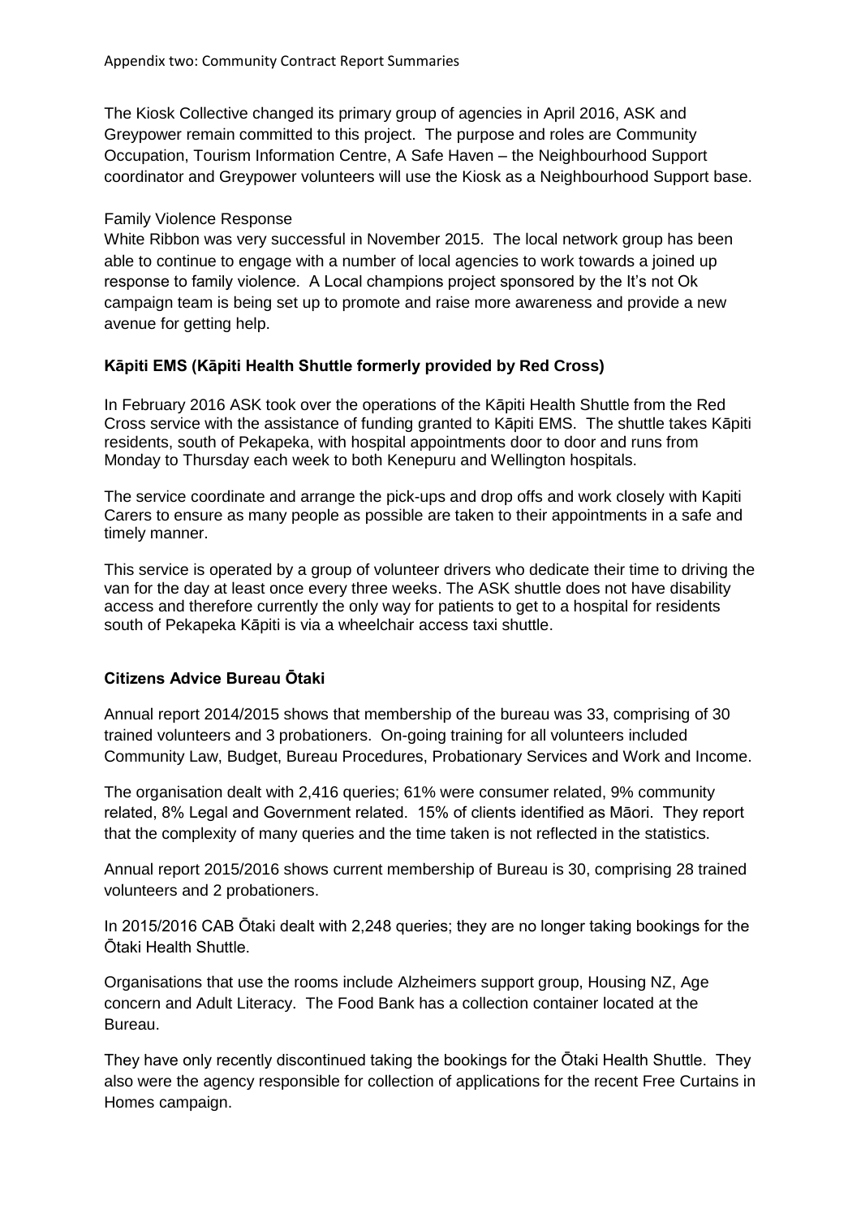The Kiosk Collective changed its primary group of agencies in April 2016, ASK and Greypower remain committed to this project. The purpose and roles are Community Occupation, Tourism Information Centre, A Safe Haven – the Neighbourhood Support coordinator and Greypower volunteers will use the Kiosk as a Neighbourhood Support base.

Family Violence Response

White Ribbon was very successful in November 2015. The local network group has been able to continue to engage with a number of local agencies to work towards a joined up response to family violence. A Local champions project sponsored by the It's not Ok campaign team is being set up to promote and raise more awareness and provide a new avenue for getting help.

**Kāpiti EMS (Kāpiti Health Shuttle formerly provided by Red Cross)**

In February 2016 ASK took over the operations of the Kāpiti Health Shuttle from the Red Cross service with the assistance of funding granted to Kāpiti EMS. The shuttle takes Kāpiti residents, south of Pekapeka, with hospital appointments door to door and runs from Monday to Thursday each week to both Kenepuru and Wellington hospitals.

The service coordinate and arrange the pick-ups and drop offs and work closely with Kapiti Carers to ensure as many people as possible are taken to their appointments in a safe and timely manner.

This service is operated by a group of volunteer drivers who dedicate their time to driving the van for the day at least once every three weeks. The ASK shuttle does not have disability access and therefore currently the only way for patients to get to a hospital for residents south of Pekapeka Kāpiti is via a wheelchair access taxi shuttle.

**Citizens Advice Bureau Ōtaki**

Annual report 2014/2015 shows that membership of the bureau was 33, comprising of 30 trained volunteers and 3 probationers. On-going training for all volunteers included Community Law, Budget, Bureau Procedures, Probationary Services and Work and Income.

The organisation dealt with 2,416 queries; 61% were consumer related, 9% community related, 8% Legal and Government related. 15% of clients identified as Māori. They report that the complexity of many queries and the time taken is not reflected in the statistics.

Annual report 2015/2016 shows current membership of Bureau is 30, comprising 28 trained volunteers and 2 probationers.

In 2015/2016 CAB Ōtaki dealt with 2,248 queries; they are no longer taking bookings for the Ōtaki Health Shuttle.

Organisations that use the rooms include Alzheimers support group, Housing NZ, Age concern and Adult Literacy. The Food Bank has a collection container located at the Bureau.

They have only recently discontinued taking the bookings for the Ōtaki Health Shuttle. They also were the agency responsible for collection of applications for the recent Free Curtains in Homes campaign.